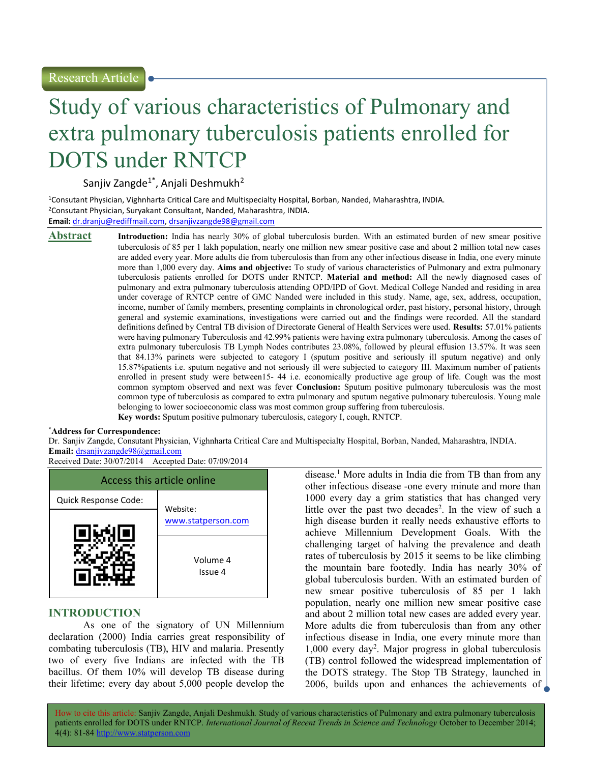Research Article

# Study of various characteristics of Pulmonary and extra pulmonary tuberculosis patients enrolled for DOTS under RNTCP

Sanjiv Zangde[1*], Anjali Deshmukh[2]

[1]Consutant Physician, Vighnharta Critical Care and Multispecialty Hospital, Borban, Nanded, Maharashtra, INDIA.
[2]Consutant Physician, Suryakant Consultant, Nanded, Maharashtra, INDIA.
**Email:** dr.dranju@rediffmail.com, drsanjivzangde98@gmail.com

## Abstract

**Introduction:** India has nearly 30% of global tuberculosis burden. With an estimated burden of new smear positive tuberculosis of 85 per 1 lakh population, nearly one million new smear positive case and about 2 million total new cases are added every year. More adults die from tuberculosis than from any other infectious disease in India, one every minute more than 1,000 every day. **Aims and objective:** To study of various characteristics of Pulmonary and extra pulmonary tuberculosis patients enrolled for DOTS under RNTCP. **Material and method:** All the newly diagnosed cases of pulmonary and extra pulmonary tuberculosis attending OPD/IPD of Govt. Medical College Nanded and residing in area under coverage of RNTCP centre of GMC Nanded were included in this study. Name, age, sex, address, occupation, income, number of family members, presenting complaints in chronological order, past history, personal history, through general and systemic examinations, investigations were carried out and the findings were recorded. All the standard definitions defined by Central TB division of Directorate General of Health Services were used. **Results:** 57.01% patients were having pulmonary Tuberculosis and 42.99% patients were having extra pulmonary tuberculosis. Among the cases of extra pulmonary tuberculosis TB Lymph Nodes contributes 23.08%, followed by pleural effusion 13.57%. It was seen that 84.13% parinets were subjected to category I (sputum positive and seriously ill sputum negative) and only 15.87%patients i.e. sputum negative and not seriously ill were subjected to category III. Maximum number of patients enrolled in present study were between15- 44 i.e. economically productive age group of life. Cough was the most common symptom observed and next was fever **Conclusion:** Sputum positive pulmonary tuberculosis was the most common type of tuberculosis as compared to extra pulmonary and sputum negative pulmonary tuberculosis. Young male belonging to lower socioeconomic class was most common group suffering from tuberculosis.

**Key words:** Sputum positive pulmonary tuberculosis, category I, cough, RNTCP.

**\*Address for Correspondence:**
Dr. Sanjiv Zangde, Consutant Physician, Vighnharta Critical Care and Multispecialty Hospital, Borban, Nanded, Maharashtra, INDIA.
**Email:** drsanjivzangde98@gmail.com
Received Date: 30/07/2014 Accepted Date: 07/09/2014

| Access this article online | |
|---|---|
| Quick Response Code: | Website: www.statperson.com |
| | Volume 4 Issue 4 |

## INTRODUCTION

As one of the signatory of UN Millennium declaration (2000) India carries great responsibility of combating tuberculosis (TB), HIV and malaria. Presently two of every five Indians are infected with the TB bacillus. Of them 10% will develop TB disease during their lifetime; every day about 5,000 people develop the disease.[1] More adults in India die from TB than from any other infectious disease -one every minute and more than 1000 every day a grim statistics that has changed very little over the past two decades[2]. In the view of such a high disease burden it really needs exhaustive efforts to achieve Millennium Development Goals. With the challenging target of halving the prevalence and death rates of tuberculosis by 2015 it seems to be like climbing the mountain bare footedly. India has nearly 30% of global tuberculosis burden. With an estimated burden of new smear positive tuberculosis of 85 per 1 lakh population, nearly one million new smear positive case and about 2 million total new cases are added every year. More adults die from tuberculosis than from any other infectious disease in India, one every minute more than 1,000 every day[2]. Major progress in global tuberculosis (TB) control followed the widespread implementation of the DOTS strategy. The Stop TB Strategy, launched in 2006, builds upon and enhances the achievements of

How to cite this article: Sanjiv Zangde, Anjali Deshmukh*.* Study of various characteristics of Pulmonary and extra pulmonary tuberculosis patients enrolled for DOTS under RNTCP. *International Journal of Recent Trends in Science and Technology* October to December 2014; 4(4): 81-84 http://www.statperson.com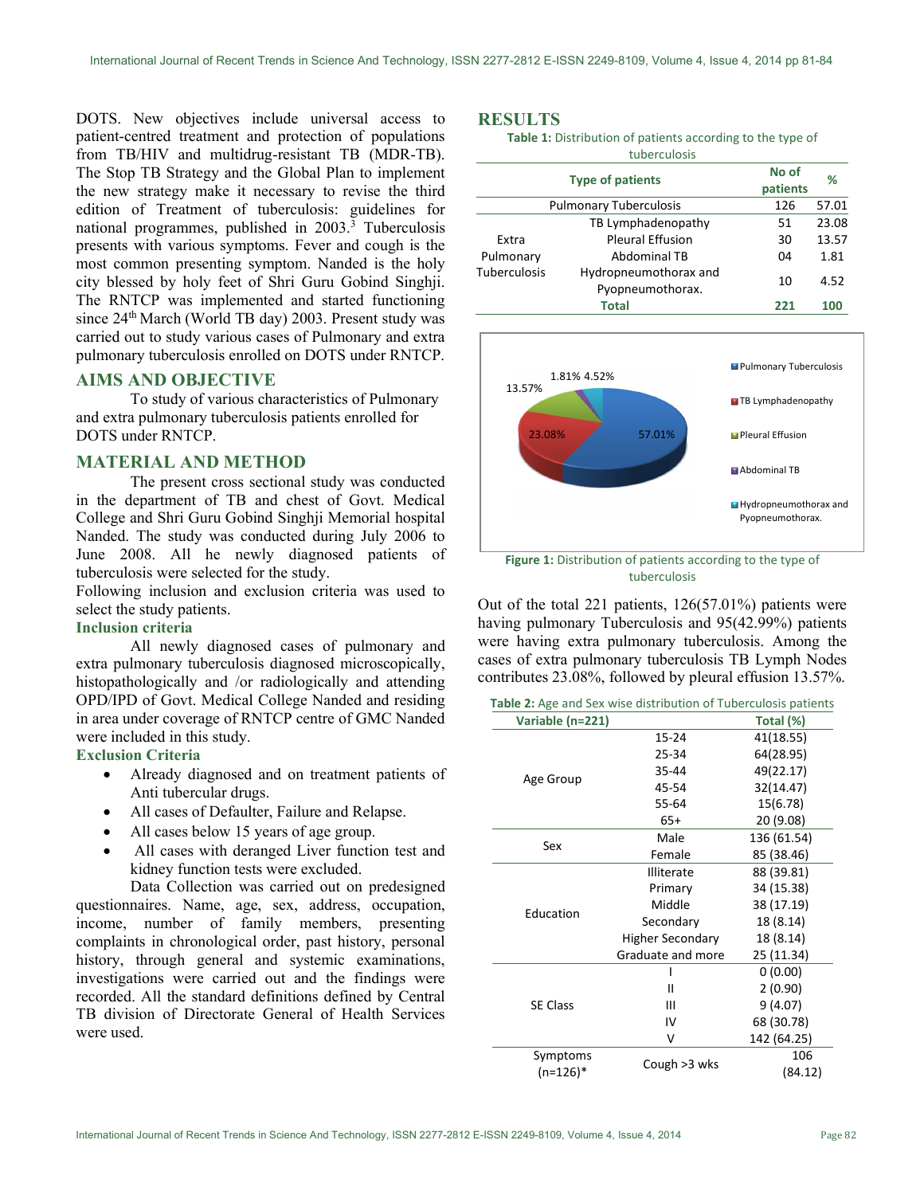DOTS. New objectives include universal access to patient-centred treatment and protection of populations from TB/HIV and multidrug-resistant TB (MDR-TB). The Stop TB Strategy and the Global Plan to implement the new strategy make it necessary to revise the third edition of Treatment of tuberculosis: guidelines for national programmes, published in 2003.[3] Tuberculosis presents with various symptoms. Fever and cough is the most common presenting symptom. Nanded is the holy city blessed by holy feet of Shri Guru Gobind Singhji. The RNTCP was implemented and started functioning since 24th March (World TB day) 2003. Present study was carried out to study various cases of Pulmonary and extra pulmonary tuberculosis enrolled on DOTS under RNTCP.

## AIMS AND OBJECTIVE

To study of various characteristics of Pulmonary and extra pulmonary tuberculosis patients enrolled for DOTS under RNTCP.

## MATERIAL AND METHOD

The present cross sectional study was conducted in the department of TB and chest of Govt. Medical College and Shri Guru Gobind Singhji Memorial hospital Nanded. The study was conducted during July 2006 to June 2008. All he newly diagnosed patients of tuberculosis were selected for the study.

Following inclusion and exclusion criteria was used to select the study patients.

### Inclusion criteria

All newly diagnosed cases of pulmonary and extra pulmonary tuberculosis diagnosed microscopically, histopathologically and /or radiologically and attending OPD/IPD of Govt. Medical College Nanded and residing in area under coverage of RNTCP centre of GMC Nanded were included in this study.

### Exclusion Criteria

- Already diagnosed and on treatment patients of Anti tubercular drugs.
- All cases of Defaulter, Failure and Relapse.
- All cases below 15 years of age group.
- All cases with deranged Liver function test and kidney function tests were excluded.

Data Collection was carried out on predesigned questionnaires. Name, age, sex, address, occupation, income, number of family members, presenting complaints in chronological order, past history, personal history, through general and systemic examinations, investigations were carried out and the findings were recorded. All the standard definitions defined by Central TB division of Directorate General of Health Services were used.

## RESULTS

**Table 1:** Distribution of patients according to the type of tuberculosis

| Type of patients | | No of patients | % |
|---|---|---|---|
| Pulmonary Tuberculosis | | 126 | 57.01 |
| Extra Pulmonary Tuberculosis | TB Lymphadenopathy | 51 | 23.08 |
| | Pleural Effusion | 30 | 13.57 |
| | Abdominal TB | 04 | 1.81 |
| | Hydropneumothorax and Pyopneumothorax. | 10 | 4.52 |
| **Total** | | **221** | **100** |

**Figure 1:** Distribution of patients according to the type of tuberculosis

Out of the total 221 patients, 126(57.01%) patients were having pulmonary Tuberculosis and 95(42.99%) patients were having extra pulmonary tuberculosis. Among the cases of extra pulmonary tuberculosis TB Lymph Nodes contributes 23.08%, followed by pleural effusion 13.57%.

**Table 2:** Age and Sex wise distribution of Tuberculosis patients

| Variable (n=221) | | Total (%) |
|---|---|---|
| Age Group | 15-24 | 41(18.55) |
| | 25-34 | 64(28.95) |
| | 35-44 | 49(22.17) |
| | 45-54 | 32(14.47) |
| | 55-64 | 15(6.78) |
| | 65+ | 20 (9.08) |
| Sex | Male | 136 (61.54) |
| | Female | 85 (38.46) |
| Education | Illiterate | 88 (39.81) |
| | Primary | 34 (15.38) |
| | Middle | 38 (17.19) |
| | Secondary | 18 (8.14) |
| | Higher Secondary | 18 (8.14) |
| | Graduate and more | 25 (11.34) |
| SE Class | I | 0 (0.00) |
| | II | 2 (0.90) |
| | III | 9 (4.07) |
| | IV | 68 (30.78) |
| | V | 142 (64.25) |
| Symptoms (n=126)* | Cough >3 wks | 106 (84.12) |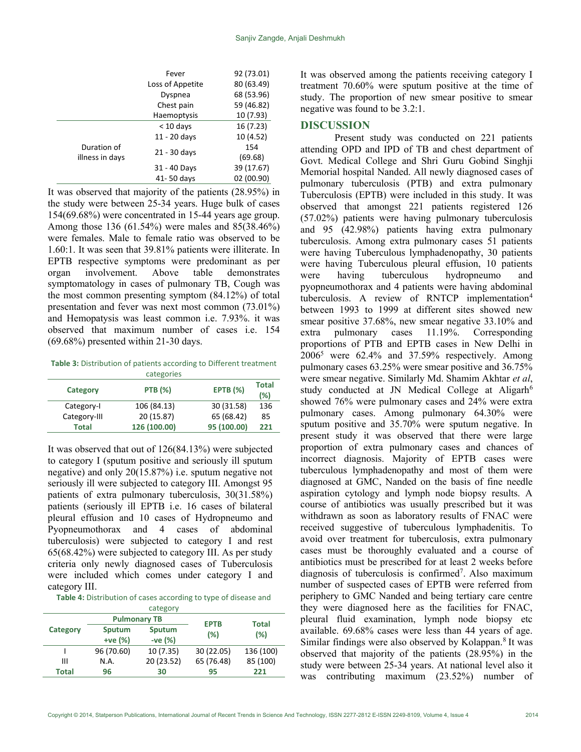| | | |
|---|---|---|
| | Fever | 92 (73.01) |
| | Loss of Appetite | 80 (63.49) |
| | Dyspnea | 68 (53.96) |
| | Chest pain | 59 (46.82) |
| | Haemoptysis | 10 (7.93) |
| Duration of illness in days | < 10 days | 16 (7.23) |
| | 11 - 20 days | 10 (4.52) |
| | 21 - 30 days | 154 (69.68) |
| | 31 - 40 Days | 39 (17.67) |
| | 41- 50 days | 02 (00.90) |

It was observed that majority of the patients (28.95%) in the study were between 25-34 years. Huge bulk of cases 154(69.68%) were concentrated in 15-44 years age group. Among those 136 (61.54%) were males and 85(38.46%) were females. Male to female ratio was observed to be 1.60:1. It was seen that 39.81% patients were illiterate. In EPTB respective symptoms were predominant as per organ involvement. Above table demonstrates symptomatology in cases of pulmonary TB, Cough was the most common presenting symptom (84.12%) of total presentation and fever was next most common (73.01%) and Hemopatysis was least common i.e. 7.93%. it was observed that maximum number of cases i.e. 154 (69.68%) presented within 21-30 days.

**Table 3:** Distribution of patients according to Different treatment categories

| Category | PTB (%) | EPTB (%) | Total (%) |
|---|---|---|---|
| Category-I | 106 (84.13) | 30 (31.58) | 136 |
| Category-III | 20 (15.87) | 65 (68.42) | 85 |
| **Total** | **126 (100.00)** | **95 (100.00)** | **221** |

It was observed that out of 126(84.13%) were subjected to category I (sputum positive and seriously ill sputum negative) and only 20(15.87%) i.e. sputum negative not seriously ill were subjected to category III. Amongst 95 patients of extra pulmonary tuberculosis, 30(31.58%) patients (seriously ill EPTB i.e. 16 cases of bilateral pleural effusion and 10 cases of Hydropneumo and Pyopneumothorax and 4 cases of abdominal tuberculosis) were subjected to category I and rest 65(68.42%) were subjected to category III. As per study criteria only newly diagnosed cases of Tuberculosis were included which comes under category I and category III.

**Table 4:** Distribution of cases according to type of disease and category

| Category | Pulmonary TB | | EPTB (%) | Total (%) |
|---|---|---|---|---|
| | Sputum +ve (%) | Sputum -ve (%) | | |
| I | 96 (70.60) | 10 (7.35) | 30 (22.05) | 136 (100) |
| III | N.A. | 20 (23.52) | 65 (76.48) | 85 (100) |
| **Total** | **96** | **30** | **95** | **221** |

It was observed among the patients receiving category I treatment 70.60% were sputum positive at the time of study. The proportion of new smear positive to smear negative was found to be 3.2:1.

## DISCUSSION

Present study was conducted on 221 patients attending OPD and IPD of TB and chest department of Govt. Medical College and Shri Guru Gobind Singhji Memorial hospital Nanded. All newly diagnosed cases of pulmonary tuberculosis (PTB) and extra pulmonary Tuberculosis (EPTB) were included in this study. It was observed that amongst 221 patients registered 126 (57.02%) patients were having pulmonary tuberculosis and 95 (42.98%) patients having extra pulmonary tuberculosis. Among extra pulmonary cases 51 patients were having Tuberculous lymphadenopathy, 30 patients were having Tuberculous pleural effusion, 10 patients were having tuberculous hydropneumo and pyopneumothorax and 4 patients were having abdominal tuberculosis. A review of RNTCP implementation[4] between 1993 to 1999 at different sites showed new smear positive 37.68%, new smear negative 33.10% and extra pulmonary cases 11.19%. Corresponding proportions of PTB and EPTB cases in New Delhi in 2006[5] were 62.4% and 37.59% respectively. Among pulmonary cases 63.25% were smear positive and 36.75% were smear negative. Similarly Md. Shamim Akhtar *et al*, study conducted at JN Medical College at Aligarh[6] showed 76% were pulmonary cases and 24% were extra pulmonary cases. Among pulmonary 64.30% were sputum positive and 35.70% were sputum negative. In present study it was observed that there were large proportion of extra pulmonary cases and chances of incorrect diagnosis. Majority of EPTB cases were tuberculous lymphadenopathy and most of them were diagnosed at GMC, Nanded on the basis of fine needle aspiration cytology and lymph node biopsy results. A course of antibiotics was usually prescribed but it was withdrawn as soon as laboratory results of FNAC were received suggestive of tuberculous lymphadenitis. To avoid over treatment for tuberculosis, extra pulmonary cases must be thoroughly evaluated and a course of antibiotics must be prescribed for at least 2 weeks before diagnosis of tuberculosis is confirmed[7]. Also maximum number of suspected cases of EPTB were referred from periphery to GMC Nanded and being tertiary care centre they were diagnosed here as the facilities for FNAC, pleural fluid examination, lymph node biopsy etc available. 69.68% cases were less than 44 years of age. Similar findings were also observed by Kolappan.[8] It was observed that majority of the patients (28.95%) in the study were between 25-34 years. At national level also it was contributing maximum (23.52%) number of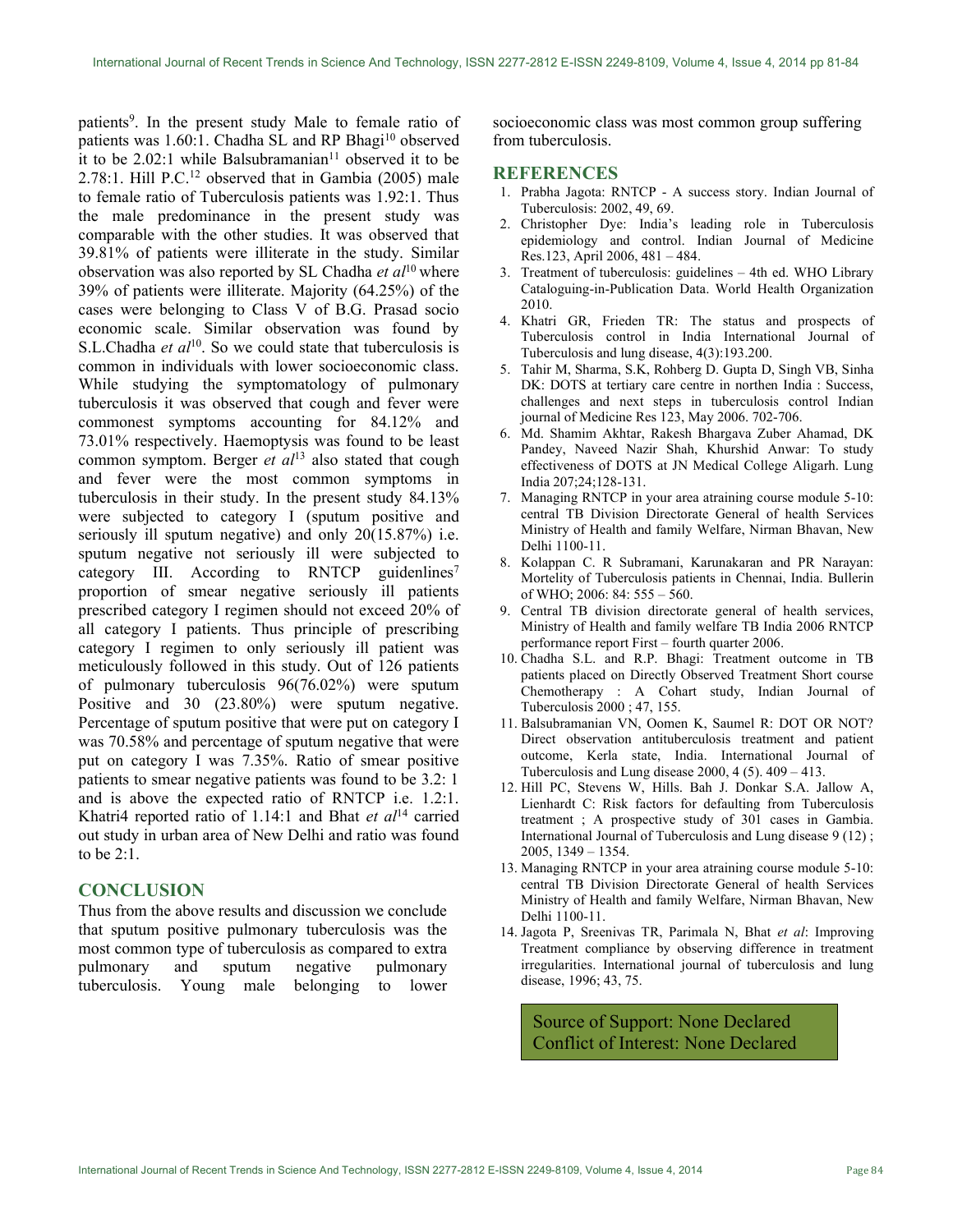patients[9]. In the present study Male to female ratio of patients was 1.60:1. Chadha SL and RP Bhagi[10] observed it to be 2.02:1 while Balsubramanian[11] observed it to be 2.78:1. Hill P.C.[12] observed that in Gambia (2005) male to female ratio of Tuberculosis patients was 1.92:1. Thus the male predominance in the present study was comparable with the other studies. It was observed that 39.81% of patients were illiterate in the study. Similar observation was also reported by SL Chadha *et al*[10] where 39% of patients were illiterate. Majority (64.25%) of the cases were belonging to Class V of B.G. Prasad socio economic scale. Similar observation was found by S.L.Chadha *et al*[10]. So we could state that tuberculosis is common in individuals with lower socioeconomic class. While studying the symptomatology of pulmonary tuberculosis it was observed that cough and fever were commonest symptoms accounting for 84.12% and 73.01% respectively. Haemoptysis was found to be least common symptom. Berger *et al*[13] also stated that cough and fever were the most common symptoms in tuberculosis in their study. In the present study 84.13% were subjected to category I (sputum positive and seriously ill sputum negative) and only 20(15.87%) i.e. sputum negative not seriously ill were subjected to category III. According to RNTCP guidenlines[7] proportion of smear negative seriously ill patients prescribed category I regimen should not exceed 20% of all category I patients. Thus principle of prescribing category I regimen to only seriously ill patient was meticulously followed in this study. Out of 126 patients of pulmonary tuberculosis 96(76.02%) were sputum Positive and 30 (23.80%) were sputum negative. Percentage of sputum positive that were put on category I was 70.58% and percentage of sputum negative that were put on category I was 7.35%. Ratio of smear positive patients to smear negative patients was found to be 3.2: 1 and is above the expected ratio of RNTCP i.e. 1.2:1. Khatri4 reported ratio of 1.14:1 and Bhat *et al*[14] carried out study in urban area of New Delhi and ratio was found to be 2:1.

## CONCLUSION

Thus from the above results and discussion we conclude that sputum positive pulmonary tuberculosis was the most common type of tuberculosis as compared to extra pulmonary and sputum negative pulmonary tuberculosis. Young male belonging to lower socioeconomic class was most common group suffering from tuberculosis.

## REFERENCES

1. Prabha Jagota: RNTCP - A success story. Indian Journal of Tuberculosis: 2002, 49, 69.
2. Christopher Dye: India's leading role in Tuberculosis epidemiology and control. Indian Journal of Medicine Res.123, April 2006, 481 – 484.
3. Treatment of tuberculosis: guidelines – 4th ed. WHO Library Cataloguing-in-Publication Data. World Health Organization 2010.
4. Khatri GR, Frieden TR: The status and prospects of Tuberculosis control in India International Journal of Tuberculosis and lung disease, 4(3):193.200.
5. Tahir M, Sharma, S.K, Rohberg D. Gupta D, Singh VB, Sinha DK: DOTS at tertiary care centre in northen India : Success, challenges and next steps in tuberculosis control Indian journal of Medicine Res 123, May 2006. 702-706.
6. Md. Shamim Akhtar, Rakesh Bhargava Zuber Ahamad, DK Pandey, Naveed Nazir Shah, Khurshid Anwar: To study effectiveness of DOTS at JN Medical College Aligarh. Lung India 207;24;128-131.
7. Managing RNTCP in your area atraining course module 5-10: central TB Division Directorate General of health Services Ministry of Health and family Welfare, Nirman Bhavan, New Delhi 1100-11.
8. Kolappan C. R Subramani, Karunakaran and PR Narayan: Mortelity of Tuberculosis patients in Chennai, India. Bullerin of WHO; 2006: 84: 555 – 560.
9. Central TB division directorate general of health services, Ministry of Health and family welfare TB India 2006 RNTCP performance report First – fourth quarter 2006.
10. Chadha S.L. and R.P. Bhagi: Treatment outcome in TB patients placed on Directly Observed Treatment Short course Chemotherapy : A Cohart study, Indian Journal of Tuberculosis 2000 ; 47, 155.
11. Balsubramanian VN, Oomen K, Saumel R: DOT OR NOT? Direct observation antituberculosis treatment and patient outcome, Kerla state, India. International Journal of Tuberculosis and Lung disease 2000, 4 (5). 409 – 413.
12. Hill PC, Stevens W, Hills. Bah J. Donkar S.A. Jallow A, Lienhardt C: Risk factors for defaulting from Tuberculosis treatment ; A prospective study of 301 cases in Gambia. International Journal of Tuberculosis and Lung disease 9 (12) ; 2005, 1349 – 1354.
13. Managing RNTCP in your area atraining course module 5-10: central TB Division Directorate General of health Services Ministry of Health and family Welfare, Nirman Bhavan, New Delhi 1100-11.
14. Jagota P, Sreenivas TR, Parimala N, Bhat *et al*: Improving Treatment compliance by observing difference in treatment irregularities. International journal of tuberculosis and lung disease, 1996; 43, 75.

Source of Support: None Declared
Conflict of Interest: None Declared